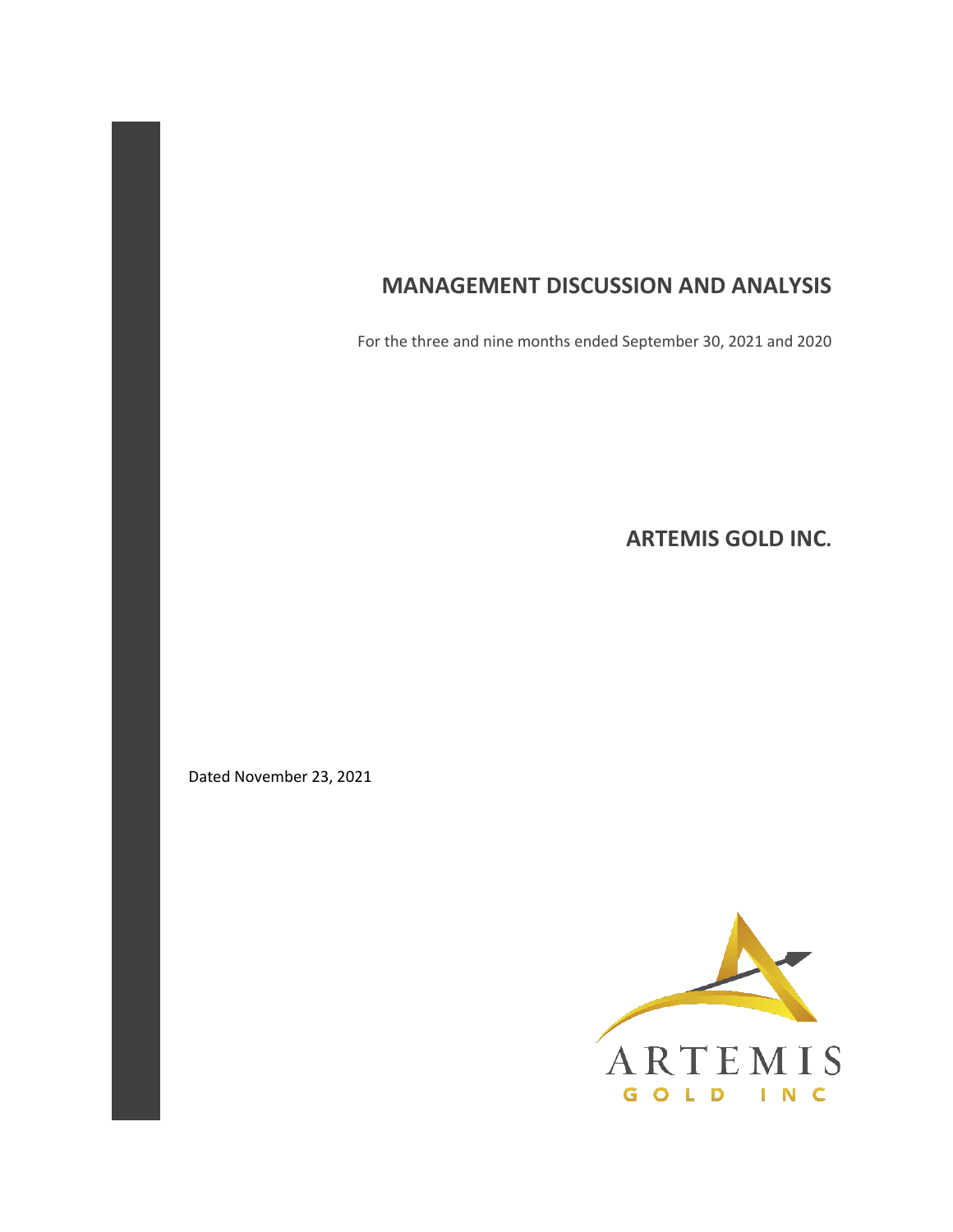# MANAGEMENT DISCUSSION AND ANALYSIS

For the three and nine months ended September 30, 2021 and 2020

## ARTEMIS GOLD INC.

Dated November 23, 2021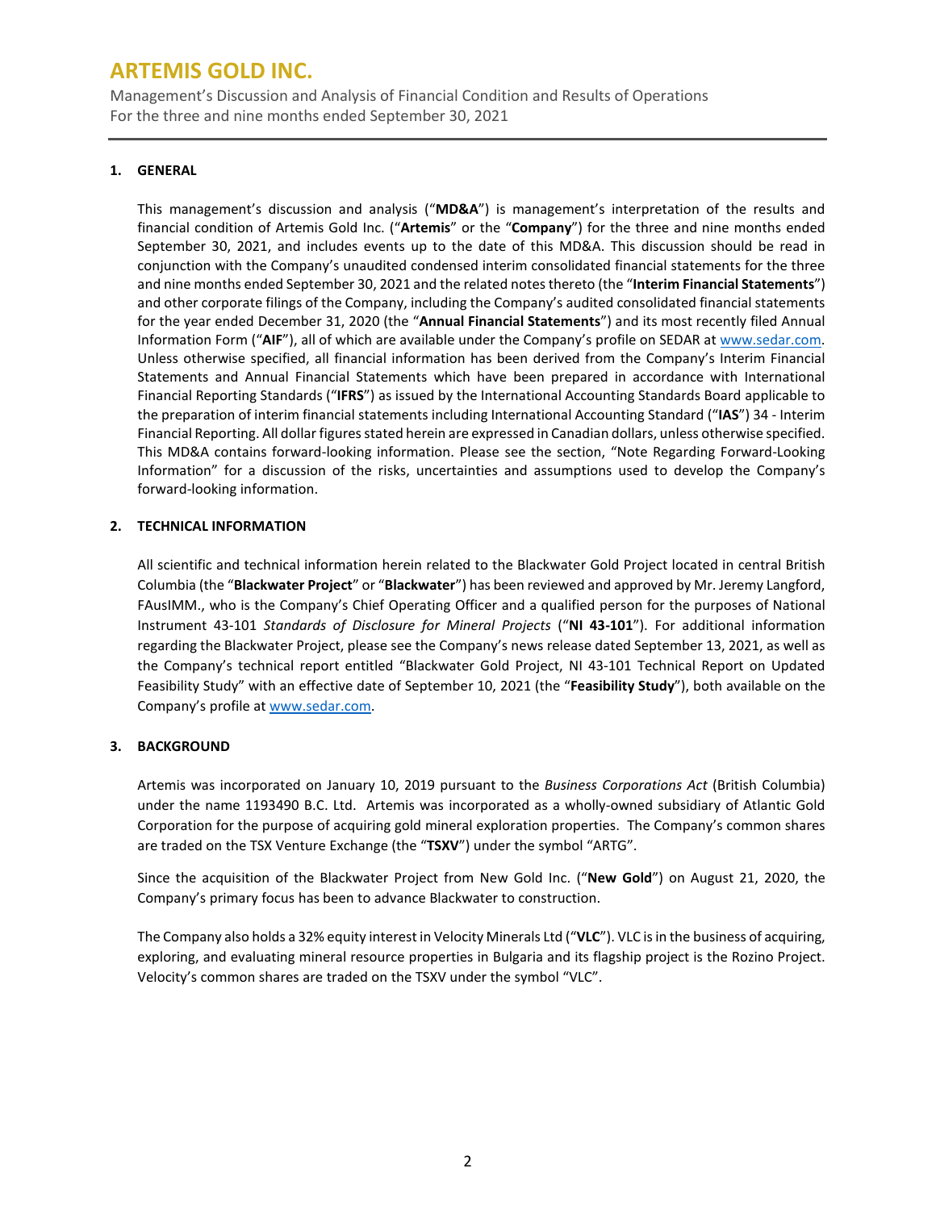## 1. GENERAL

This management's discussion and analysis ("**MD&A**") is management's interpretation of the results and financial condition of Artemis Gold Inc. ("**Artemis**" or the "**Company**") for the three and nine months ended September 30, 2021, and includes events up to the date of this MD&A. This discussion should be read in conjunction with the Company's unaudited condensed interim consolidated financial statements for the three and nine months ended September 30, 2021 and the related notes thereto (the "**Interim Financial Statements**") and other corporate filings of the Company, including the Company's audited consolidated financial statements for the year ended December 31, 2020 (the "**Annual Financial Statements**") and its most recently filed Annual Information Form ("**AIF**"), all of which are available under the Company's profile on SEDAR at www.sedar.com. Unless otherwise specified, all financial information has been derived from the Company's Interim Financial Statements and Annual Financial Statements which have been prepared in accordance with International Financial Reporting Standards ("**IFRS**") as issued by the International Accounting Standards Board applicable to the preparation of interim financial statements including International Accounting Standard ("**IAS**") 34 - Interim Financial Reporting. All dollar figures stated herein are expressed in Canadian dollars, unless otherwise specified. This MD&A contains forward-looking information. Please see the section, "Note Regarding Forward-Looking Information" for a discussion of the risks, uncertainties and assumptions used to develop the Company's forward-looking information.

## 2. TECHNICAL INFORMATION

All scientific and technical information herein related to the Blackwater Gold Project located in central British Columbia (the "**Blackwater Project**" or "**Blackwater**") has been reviewed and approved by Mr. Jeremy Langford, FAusIMM., who is the Company's Chief Operating Officer and a qualified person for the purposes of National Instrument 43-101 *Standards of Disclosure for Mineral Projects* ("**NI 43-101**"). For additional information regarding the Blackwater Project, please see the Company's news release dated September 13, 2021, as well as the Company's technical report entitled "Blackwater Gold Project, NI 43-101 Technical Report on Updated Feasibility Study" with an effective date of September 10, 2021 (the "**Feasibility Study**"), both available on the Company's profile at www.sedar.com.

## 3. BACKGROUND

Artemis was incorporated on January 10, 2019 pursuant to the *Business Corporations Act* (British Columbia) under the name 1193490 B.C. Ltd. Artemis was incorporated as a wholly-owned subsidiary of Atlantic Gold Corporation for the purpose of acquiring gold mineral exploration properties. The Company's common shares are traded on the TSX Venture Exchange (the "**TSXV**") under the symbol "ARTG".

Since the acquisition of the Blackwater Project from New Gold Inc. ("**New Gold**") on August 21, 2020, the Company's primary focus has been to advance Blackwater to construction.

The Company also holds a 32% equity interest in Velocity Minerals Ltd ("**VLC**"). VLC is in the business of acquiring, exploring, and evaluating mineral resource properties in Bulgaria and its flagship project is the Rozino Project. Velocity's common shares are traded on the TSXV under the symbol "VLC".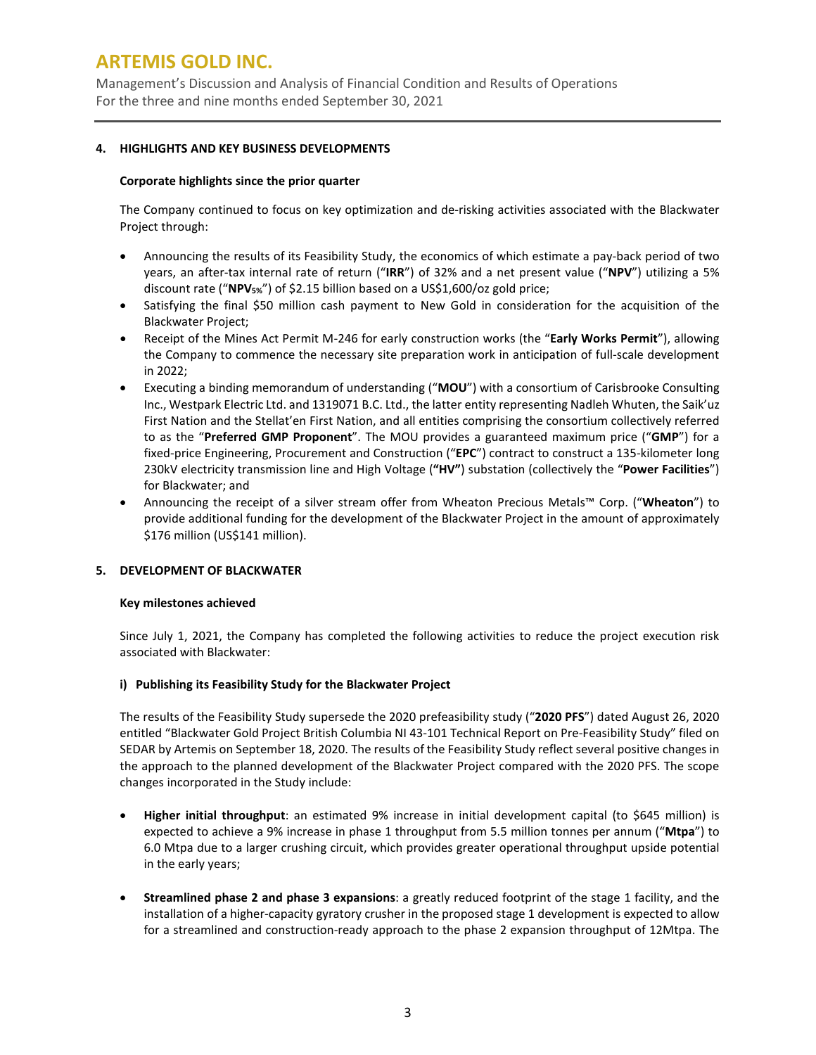## 4. HIGHLIGHTS AND KEY BUSINESS DEVELOPMENTS

**Corporate highlights since the prior quarter**

The Company continued to focus on key optimization and de-risking activities associated with the Blackwater Project through:

- Announcing the results of its Feasibility Study, the economics of which estimate a pay-back period of two years, an after-tax internal rate of return ("**IRR**") of 32% and a net present value ("**NPV**") utilizing a 5% discount rate ("**$NPV_{5\%}$**") of $2.15 billion based on a US$1,600/oz gold price;
- Satisfying the final $50 million cash payment to New Gold in consideration for the acquisition of the Blackwater Project;
- Receipt of the Mines Act Permit M-246 for early construction works (the "**Early Works Permit**"), allowing the Company to commence the necessary site preparation work in anticipation of full-scale development in 2022;
- Executing a binding memorandum of understanding ("**MOU**") with a consortium of Carisbrooke Consulting Inc., Westpark Electric Ltd. and 1319071 B.C. Ltd., the latter entity representing Nadleh Whuten, the Saik'uz First Nation and the Stellat'en First Nation, and all entities comprising the consortium collectively referred to as the "**Preferred GMP Proponent**". The MOU provides a guaranteed maximum price ("**GMP**") for a fixed-price Engineering, Procurement and Construction ("**EPC**") contract to construct a 135-kilometer long 230kV electricity transmission line and High Voltage (**"HV"**) substation (collectively the "**Power Facilities**") for Blackwater; and
- Announcing the receipt of a silver stream offer from Wheaton Precious Metals™ Corp. ("**Wheaton**") to provide additional funding for the development of the Blackwater Project in the amount of approximately $176 million (US$141 million).

## 5. DEVELOPMENT OF BLACKWATER

**Key milestones achieved**

Since July 1, 2021, the Company has completed the following activities to reduce the project execution risk associated with Blackwater:

**i) Publishing its Feasibility Study for the Blackwater Project**

The results of the Feasibility Study supersede the 2020 prefeasibility study ("**2020 PFS**") dated August 26, 2020 entitled "Blackwater Gold Project British Columbia NI 43-101 Technical Report on Pre-Feasibility Study" filed on SEDAR by Artemis on September 18, 2020. The results of the Feasibility Study reflect several positive changes in the approach to the planned development of the Blackwater Project compared with the 2020 PFS. The scope changes incorporated in the Study include:

- **Higher initial throughput**: an estimated 9% increase in initial development capital (to $645 million) is expected to achieve a 9% increase in phase 1 throughput from 5.5 million tonnes per annum ("**Mtpa**") to 6.0 Mtpa due to a larger crushing circuit, which provides greater operational throughput upside potential in the early years;

- **Streamlined phase 2 and phase 3 expansions**: a greatly reduced footprint of the stage 1 facility, and the installation of a higher-capacity gyratory crusher in the proposed stage 1 development is expected to allow for a streamlined and construction-ready approach to the phase 2 expansion throughput of 12Mtpa. The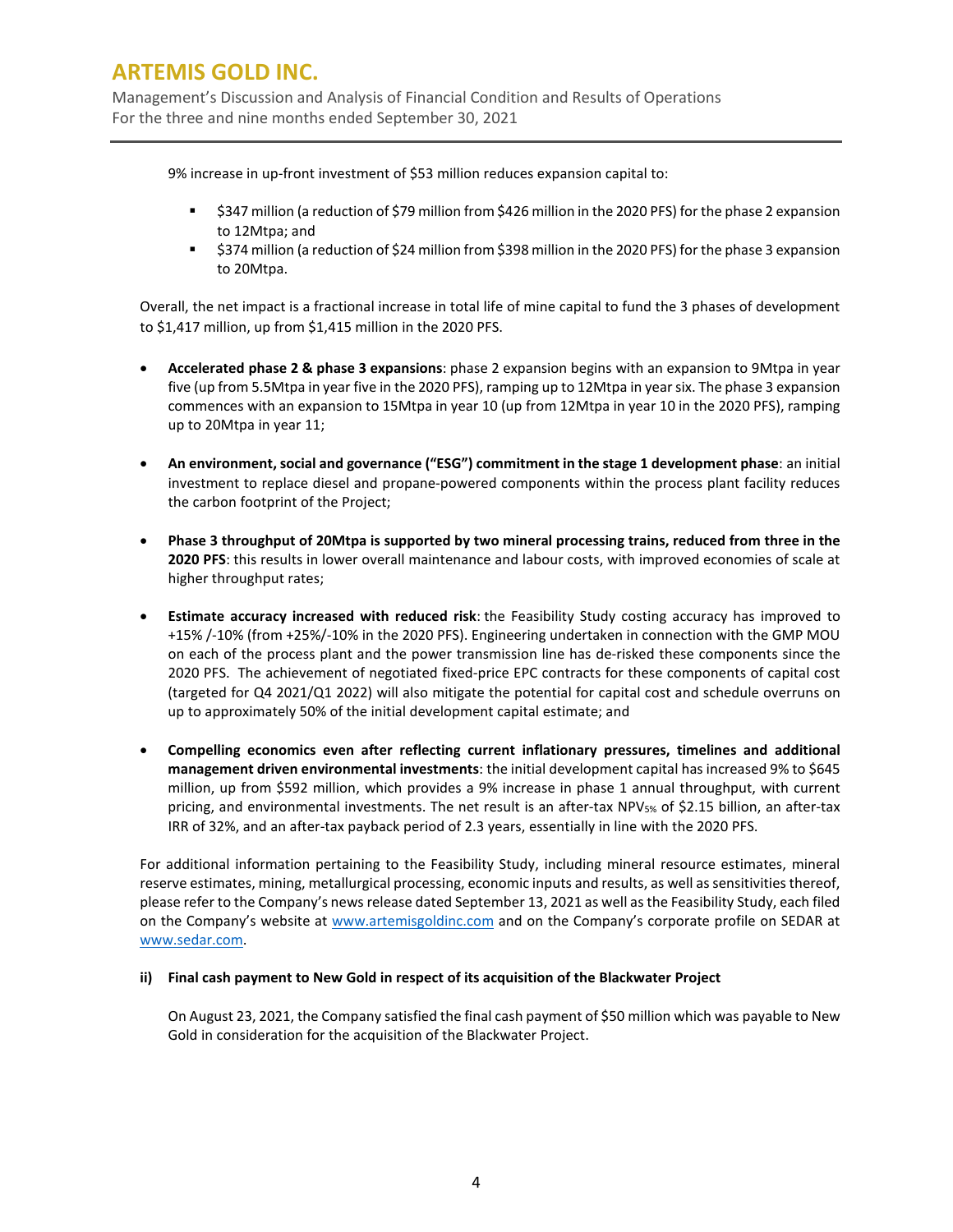9% increase in up-front investment of $53 million reduces expansion capital to:

- $347 million (a reduction of $79 million from $426 million in the 2020 PFS) for the phase 2 expansion to 12Mtpa; and
- $374 million (a reduction of $24 million from $398 million in the 2020 PFS) for the phase 3 expansion to 20Mtpa.

Overall, the net impact is a fractional increase in total life of mine capital to fund the 3 phases of development to $1,417 million, up from $1,415 million in the 2020 PFS.

- **Accelerated phase 2 & phase 3 expansions**: phase 2 expansion begins with an expansion to 9Mtpa in year five (up from 5.5Mtpa in year five in the 2020 PFS), ramping up to 12Mtpa in year six. The phase 3 expansion commences with an expansion to 15Mtpa in year 10 (up from 12Mtpa in year 10 in the 2020 PFS), ramping up to 20Mtpa in year 11;

- **An environment, social and governance ("ESG") commitment in the stage 1 development phase**: an initial investment to replace diesel and propane-powered components within the process plant facility reduces the carbon footprint of the Project;

- **Phase 3 throughput of 20Mtpa is supported by two mineral processing trains, reduced from three in the 2020 PFS**: this results in lower overall maintenance and labour costs, with improved economies of scale at higher throughput rates;

- **Estimate accuracy increased with reduced risk**: the Feasibility Study costing accuracy has improved to +15% /-10% (from +25%/-10% in the 2020 PFS). Engineering undertaken in connection with the GMP MOU on each of the process plant and the power transmission line has de-risked these components since the 2020 PFS. The achievement of negotiated fixed-price EPC contracts for these components of capital cost (targeted for Q4 2021/Q1 2022) will also mitigate the potential for capital cost and schedule overruns on up to approximately 50% of the initial development capital estimate; and

- **Compelling economics even after reflecting current inflationary pressures, timelines and additional management driven environmental investments**: the initial development capital has increased 9% to $645 million, up from $592 million, which provides a 9% increase in phase 1 annual throughput, with current pricing, and environmental investments. The net result is an after-tax $NPV_{5\%}$ of $2.15 billion, an after-tax IRR of 32%, and an after-tax payback period of 2.3 years, essentially in line with the 2020 PFS.

For additional information pertaining to the Feasibility Study, including mineral resource estimates, mineral reserve estimates, mining, metallurgical processing, economic inputs and results, as well as sensitivities thereof, please refer to the Company's news release dated September 13, 2021 as well as the Feasibility Study, each filed on the Company's website at www.artemisgoldinc.com and on the Company's corporate profile on SEDAR at www.sedar.com.

**ii) Final cash payment to New Gold in respect of its acquisition of the Blackwater Project**

On August 23, 2021, the Company satisfied the final cash payment of $50 million which was payable to New Gold in consideration for the acquisition of the Blackwater Project.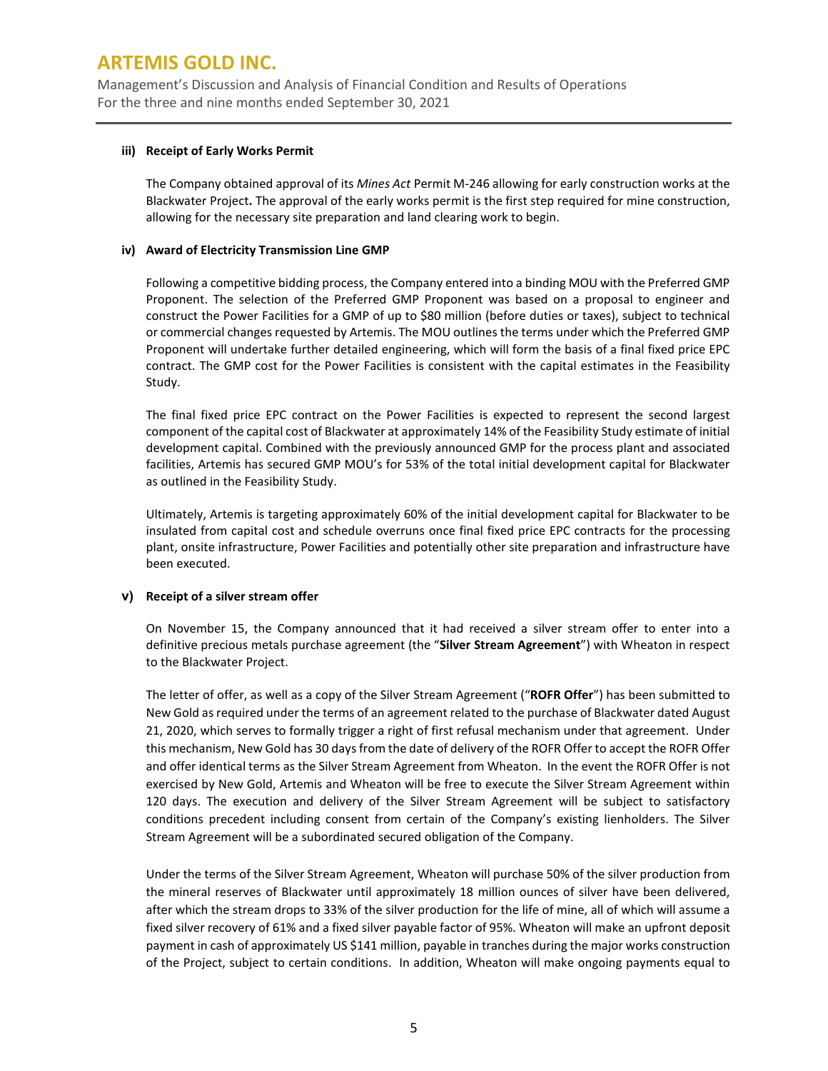#### iii) Receipt of Early Works Permit

The Company obtained approval of its *Mines Act* Permit M-246 allowing for early construction works at the Blackwater Project**.** The approval of the early works permit is the first step required for mine construction, allowing for the necessary site preparation and land clearing work to begin.

#### iv) Award of Electricity Transmission Line GMP

Following a competitive bidding process, the Company entered into a binding MOU with the Preferred GMP Proponent. The selection of the Preferred GMP Proponent was based on a proposal to engineer and construct the Power Facilities for a GMP of up to $80 million (before duties or taxes), subject to technical or commercial changes requested by Artemis. The MOU outlines the terms under which the Preferred GMP Proponent will undertake further detailed engineering, which will form the basis of a final fixed price EPC contract. The GMP cost for the Power Facilities is consistent with the capital estimates in the Feasibility Study.

The final fixed price EPC contract on the Power Facilities is expected to represent the second largest component of the capital cost of Blackwater at approximately 14% of the Feasibility Study estimate of initial development capital. Combined with the previously announced GMP for the process plant and associated facilities, Artemis has secured GMP MOU's for 53% of the total initial development capital for Blackwater as outlined in the Feasibility Study.

Ultimately, Artemis is targeting approximately 60% of the initial development capital for Blackwater to be insulated from capital cost and schedule overruns once final fixed price EPC contracts for the processing plant, onsite infrastructure, Power Facilities and potentially other site preparation and infrastructure have been executed.

#### v) Receipt of a silver stream offer

On November 15, the Company announced that it had received a silver stream offer to enter into a definitive precious metals purchase agreement (the "**Silver Stream Agreement**") with Wheaton in respect to the Blackwater Project.

The letter of offer, as well as a copy of the Silver Stream Agreement ("**ROFR Offer**") has been submitted to New Gold as required under the terms of an agreement related to the purchase of Blackwater dated August 21, 2020, which serves to formally trigger a right of first refusal mechanism under that agreement. Under this mechanism, New Gold has 30 days from the date of delivery of the ROFR Offer to accept the ROFR Offer and offer identical terms as the Silver Stream Agreement from Wheaton. In the event the ROFR Offer is not exercised by New Gold, Artemis and Wheaton will be free to execute the Silver Stream Agreement within 120 days. The execution and delivery of the Silver Stream Agreement will be subject to satisfactory conditions precedent including consent from certain of the Company's existing lienholders. The Silver Stream Agreement will be a subordinated secured obligation of the Company.

Under the terms of the Silver Stream Agreement, Wheaton will purchase 50% of the silver production from the mineral reserves of Blackwater until approximately 18 million ounces of silver have been delivered, after which the stream drops to 33% of the silver production for the life of mine, all of which will assume a fixed silver recovery of 61% and a fixed silver payable factor of 95%. Wheaton will make an upfront deposit payment in cash of approximately US $141 million, payable in tranches during the major works construction of the Project, subject to certain conditions. In addition, Wheaton will make ongoing payments equal to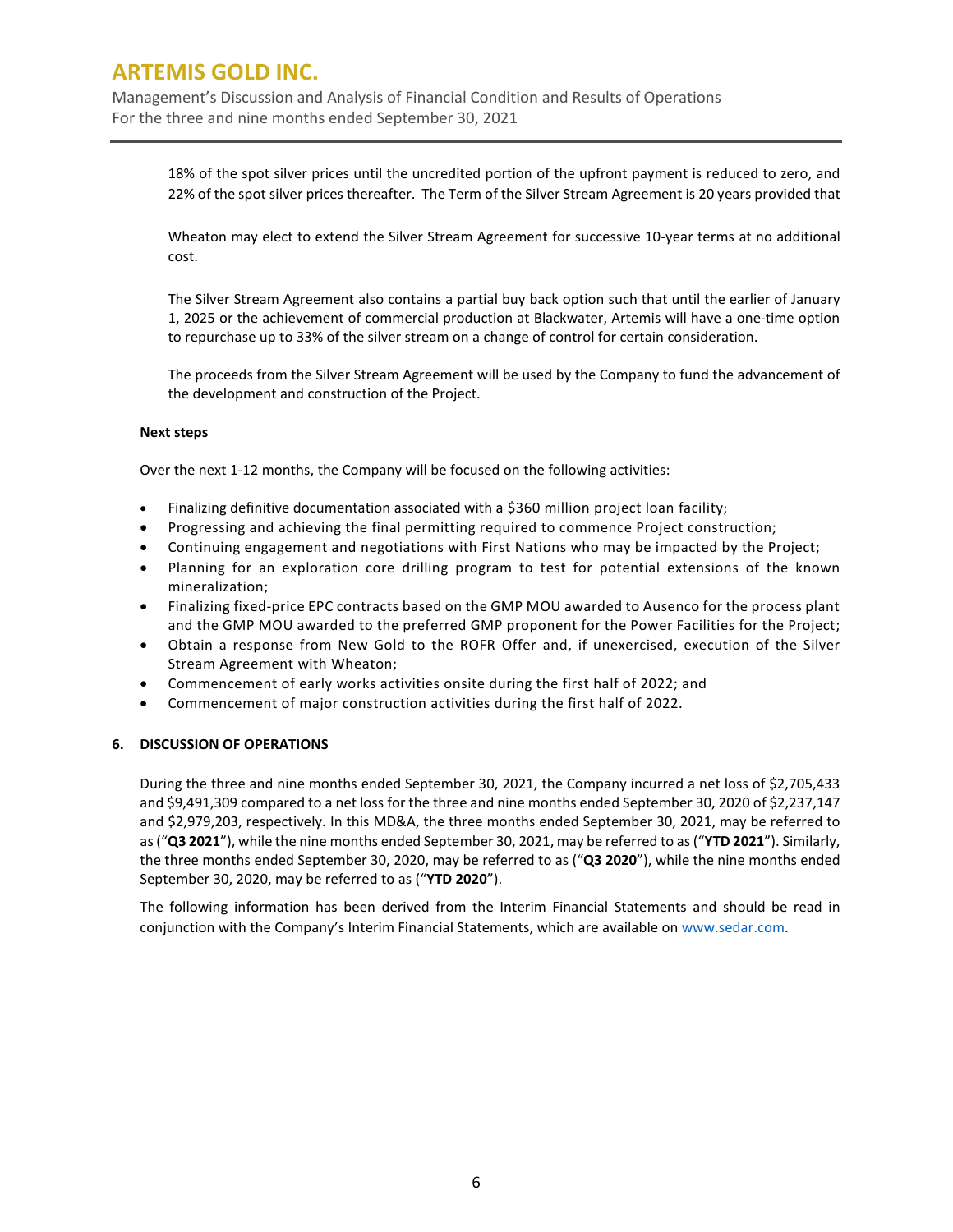18% of the spot silver prices until the uncredited portion of the upfront payment is reduced to zero, and 22% of the spot silver prices thereafter. The Term of the Silver Stream Agreement is 20 years provided that

Wheaton may elect to extend the Silver Stream Agreement for successive 10-year terms at no additional cost.

The Silver Stream Agreement also contains a partial buy back option such that until the earlier of January 1, 2025 or the achievement of commercial production at Blackwater, Artemis will have a one-time option to repurchase up to 33% of the silver stream on a change of control for certain consideration.

The proceeds from the Silver Stream Agreement will be used by the Company to fund the advancement of the development and construction of the Project.

**Next steps**

Over the next 1-12 months, the Company will be focused on the following activities:

- Finalizing definitive documentation associated with a $360 million project loan facility;
- Progressing and achieving the final permitting required to commence Project construction;
- Continuing engagement and negotiations with First Nations who may be impacted by the Project;
- Planning for an exploration core drilling program to test for potential extensions of the known mineralization;
- Finalizing fixed-price EPC contracts based on the GMP MOU awarded to Ausenco for the process plant and the GMP MOU awarded to the preferred GMP proponent for the Power Facilities for the Project;
- Obtain a response from New Gold to the ROFR Offer and, if unexercised, execution of the Silver Stream Agreement with Wheaton;
- Commencement of early works activities onsite during the first half of 2022; and
- Commencement of major construction activities during the first half of 2022.

## 6. DISCUSSION OF OPERATIONS

During the three and nine months ended September 30, 2021, the Company incurred a net loss of $2,705,433 and $9,491,309 compared to a net loss for the three and nine months ended September 30, 2020 of $2,237,147 and $2,979,203, respectively. In this MD&A, the three months ended September 30, 2021, may be referred to as ("**Q3 2021**"), while the nine months ended September 30, 2021, may be referred to as ("**YTD 2021**"). Similarly, the three months ended September 30, 2020, may be referred to as ("**Q3 2020**"), while the nine months ended September 30, 2020, may be referred to as ("**YTD 2020**").

The following information has been derived from the Interim Financial Statements and should be read in conjunction with the Company's Interim Financial Statements, which are available on www.sedar.com.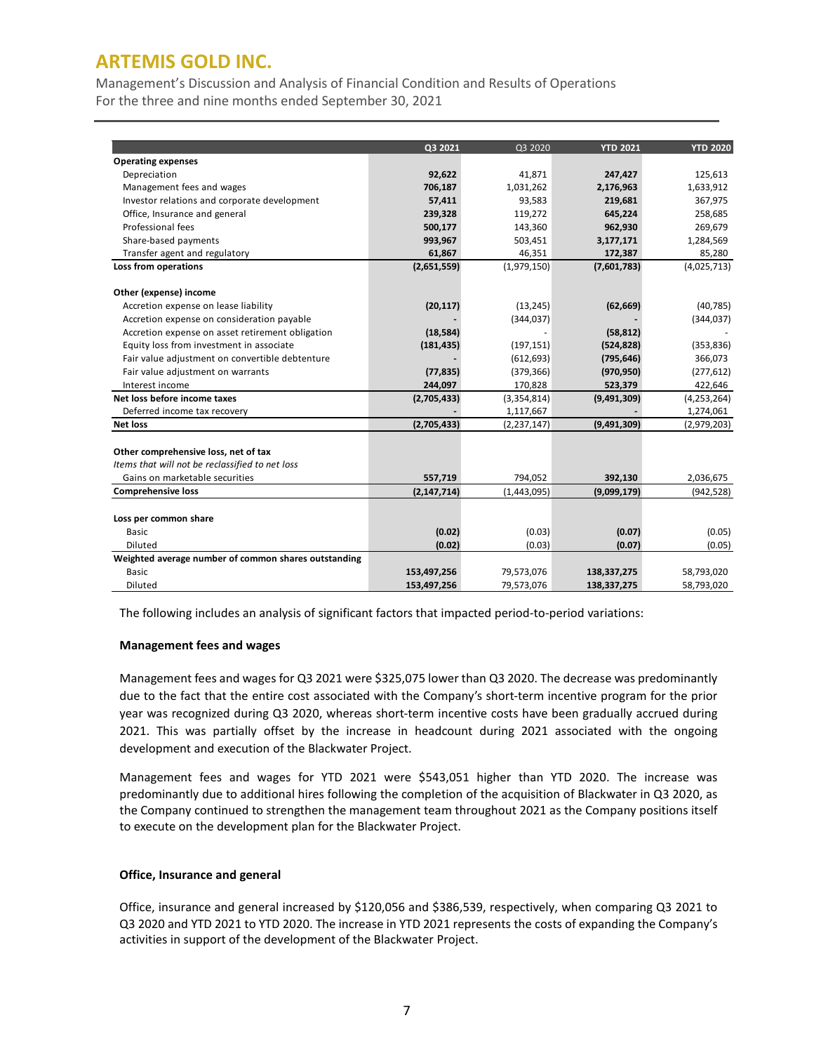| | Q3 2021 | Q3 2020 | YTD 2021 | YTD 2020 |
|---|---|---|---|---|
| **Operating expenses** | | | | |
| Depreciation | **92,622** | 41,871 | **247,427** | 125,613 |
| Management fees and wages | **706,187** | 1,031,262 | **2,176,963** | 1,633,912 |
| Investor relations and corporate development | **57,411** | 93,583 | **219,681** | 367,975 |
| Office, Insurance and general | **239,328** | 119,272 | **645,224** | 258,685 |
| Professional fees | **500,177** | 143,360 | **962,930** | 269,679 |
| Share-based payments | **993,967** | 503,451 | **3,177,171** | 1,284,569 |
| Transfer agent and regulatory | **61,867** | 46,351 | **172,387** | 85,280 |
| **Loss from operations** | **(2,651,559)** | (1,979,150) | **(7,601,783)** | (4,025,713) |
| **Other (expense) income** | | | | |
| Accretion expense on lease liability | **(20,117)** | (13,245) | **(62,669)** | (40,785) |
| Accretion expense on consideration payable | **-** | (344,037) | **-** | (344,037) |
| Accretion expense on asset retirement obligation | **(18,584)** | - | **(58,812)** | - |
| Equity loss from investment in associate | **(181,435)** | (197,151) | **(524,828)** | (353,836) |
| Fair value adjustment on convertible debtenture | **-** | (612,693) | **(795,646)** | 366,073 |
| Fair value adjustment on warrants | **(77,835)** | (379,366) | **(970,950)** | (277,612) |
| Interest income | **244,097** | 170,828 | **523,379** | 422,646 |
| **Net loss before income taxes** | **(2,705,433)** | (3,354,814) | **(9,491,309)** | (4,253,264) |
| Deferred income tax recovery | **-** | 1,117,667 | **-** | 1,274,061 |
| **Net loss** | **(2,705,433)** | (2,237,147) | **(9,491,309)** | (2,979,203) |
| **Other comprehensive loss, net of tax** | | | | |
| *Items that will not be reclassified to net loss* | | | | |
| Gains on marketable securities | **557,719** | 794,052 | **392,130** | 2,036,675 |
| **Comprehensive loss** | **(2,147,714)** | (1,443,095) | **(9,099,179)** | (942,528) |
| **Loss per common share** | | | | |
| Basic | **(0.02)** | (0.03) | **(0.07)** | (0.05) |
| Diluted | **(0.02)** | (0.03) | **(0.07)** | (0.05) |
| **Weighted average number of common shares outstanding** | | | | |
| Basic | **153,497,256** | 79,573,076 | **138,337,275** | 58,793,020 |
| Diluted | **153,497,256** | 79,573,076 | **138,337,275** | 58,793,020 |

The following includes an analysis of significant factors that impacted period-to-period variations:

**Management fees and wages**

Management fees and wages for Q3 2021 were $325,075 lower than Q3 2020. The decrease was predominantly due to the fact that the entire cost associated with the Company's short-term incentive program for the prior year was recognized during Q3 2020, whereas short-term incentive costs have been gradually accrued during 2021. This was partially offset by the increase in headcount during 2021 associated with the ongoing development and execution of the Blackwater Project.

Management fees and wages for YTD 2021 were $543,051 higher than YTD 2020. The increase was predominantly due to additional hires following the completion of the acquisition of Blackwater in Q3 2020, as the Company continued to strengthen the management team throughout 2021 as the Company positions itself to execute on the development plan for the Blackwater Project.

**Office, Insurance and general**

Office, insurance and general increased by $120,056 and $386,539, respectively, when comparing Q3 2021 to Q3 2020 and YTD 2021 to YTD 2020. The increase in YTD 2021 represents the costs of expanding the Company's activities in support of the development of the Blackwater Project.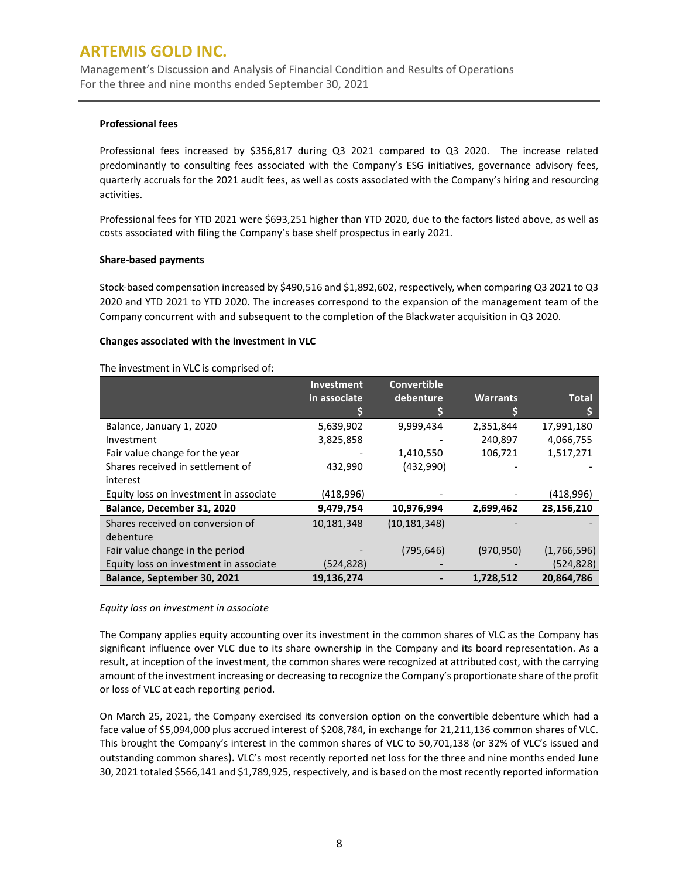**Professional fees**

Professional fees increased by $356,817 during Q3 2021 compared to Q3 2020. The increase related predominantly to consulting fees associated with the Company's ESG initiatives, governance advisory fees, quarterly accruals for the 2021 audit fees, as well as costs associated with the Company's hiring and resourcing activities.

Professional fees for YTD 2021 were $693,251 higher than YTD 2020, due to the factors listed above, as well as costs associated with filing the Company's base shelf prospectus in early 2021.

**Share-based payments**

Stock-based compensation increased by $490,516 and $1,892,602, respectively, when comparing Q3 2021 to Q3 2020 and YTD 2021 to YTD 2020. The increases correspond to the expansion of the management team of the Company concurrent with and subsequent to the completion of the Blackwater acquisition in Q3 2020.

**Changes associated with the investment in VLC**

The investment in VLC is comprised of:

| | Investment in associate $ | Convertible debenture $ | Warrants $ | Total $ |
|---|---|---|---|---|
| Balance, January 1, 2020 | 5,639,902 | 9,999,434 | 2,351,844 | 17,991,180 |
| Investment | 3,825,858 | - | 240,897 | 4,066,755 |
| Fair value change for the year | - | 1,410,550 | 106,721 | 1,517,271 |
| Shares received in settlement of interest | 432,990 | (432,990) | - | - |
| Equity loss on investment in associate | (418,996) | - | - | (418,996) |
| **Balance, December 31, 2020** | **9,479,754** | **10,976,994** | **2,699,462** | **23,156,210** |
| Shares received on conversion of debenture | 10,181,348 | (10,181,348) | - | - |
| Fair value change in the period | - | (795,646) | (970,950) | (1,766,596) |
| Equity loss on investment in associate | (524,828) | - | - | (524,828) |
| **Balance, September 30, 2021** | **19,136,274** | **-** | **1,728,512** | **20,864,786** |

*Equity loss on investment in associate*

The Company applies equity accounting over its investment in the common shares of VLC as the Company has significant influence over VLC due to its share ownership in the Company and its board representation. As a result, at inception of the investment, the common shares were recognized at attributed cost, with the carrying amount of the investment increasing or decreasing to recognize the Company's proportionate share of the profit or loss of VLC at each reporting period.

On March 25, 2021, the Company exercised its conversion option on the convertible debenture which had a face value of $5,094,000 plus accrued interest of $208,784, in exchange for 21,211,136 common shares of VLC. This brought the Company's interest in the common shares of VLC to 50,701,138 (or 32% of VLC's issued and outstanding common shares). VLC's most recently reported net loss for the three and nine months ended June 30, 2021 totaled $566,141 and $1,789,925, respectively, and is based on the most recently reported information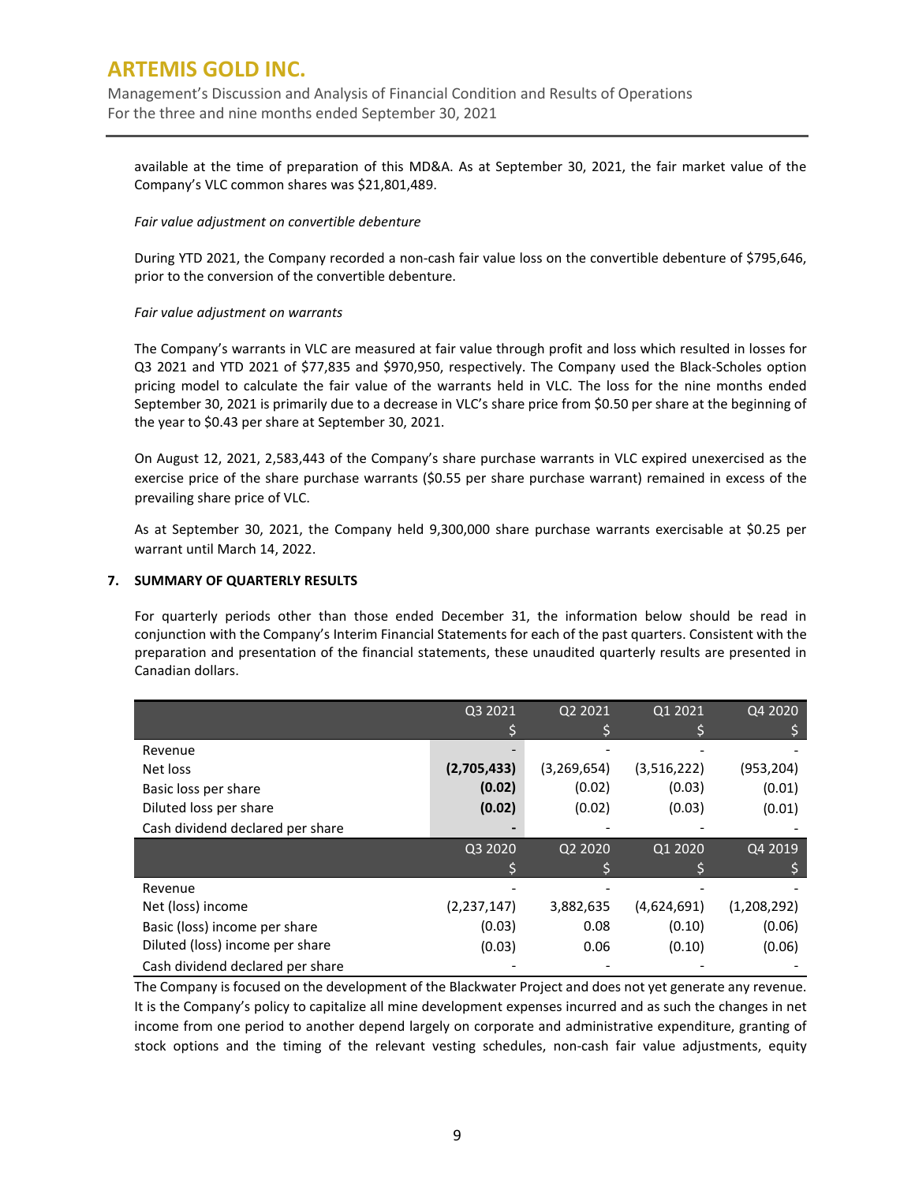available at the time of preparation of this MD&A. As at September 30, 2021, the fair market value of the Company's VLC common shares was $21,801,489.

*Fair value adjustment on convertible debenture*

During YTD 2021, the Company recorded a non-cash fair value loss on the convertible debenture of $795,646, prior to the conversion of the convertible debenture.

*Fair value adjustment on warrants*

The Company's warrants in VLC are measured at fair value through profit and loss which resulted in losses for Q3 2021 and YTD 2021 of $77,835 and $970,950, respectively. The Company used the Black-Scholes option pricing model to calculate the fair value of the warrants held in VLC. The loss for the nine months ended September 30, 2021 is primarily due to a decrease in VLC's share price from $0.50 per share at the beginning of the year to $0.43 per share at September 30, 2021.

On August 12, 2021, 2,583,443 of the Company's share purchase warrants in VLC expired unexercised as the exercise price of the share purchase warrants ($0.55 per share purchase warrant) remained in excess of the prevailing share price of VLC.

As at September 30, 2021, the Company held 9,300,000 share purchase warrants exercisable at $0.25 per warrant until March 14, 2022.

## 7. SUMMARY OF QUARTERLY RESULTS

For quarterly periods other than those ended December 31, the information below should be read in conjunction with the Company's Interim Financial Statements for each of the past quarters. Consistent with the preparation and presentation of the financial statements, these unaudited quarterly results are presented in Canadian dollars.

| | Q3 2021<br>$ | Q2 2021<br>$ | Q1 2021<br>$ | Q4 2020<br>$ |
|---|---|---|---|---|
| Revenue | - | - | - | - |
| Net loss | **(2,705,433)** | (3,269,654) | (3,516,222) | (953,204) |
| Basic loss per share | **(0.02)** | (0.02) | (0.03) | (0.01) |
| Diluted loss per share | **(0.02)** | (0.02) | (0.03) | (0.01) |
| Cash dividend declared per share | - | - | - | - |
| | **Q3 2020<br>$** | **Q2 2020<br>$** | **Q1 2020<br>$** | **Q4 2019<br>$** |
| Revenue | - | - | - | - |
| Net (loss) income | (2,237,147) | 3,882,635 | (4,624,691) | (1,208,292) |
| Basic (loss) income per share | (0.03) | 0.08 | (0.10) | (0.06) |
| Diluted (loss) income per share | (0.03) | 0.06 | (0.10) | (0.06) |
| Cash dividend declared per share | - | - | - | - |

The Company is focused on the development of the Blackwater Project and does not yet generate any revenue. It is the Company's policy to capitalize all mine development expenses incurred and as such the changes in net income from one period to another depend largely on corporate and administrative expenditure, granting of stock options and the timing of the relevant vesting schedules, non-cash fair value adjustments, equity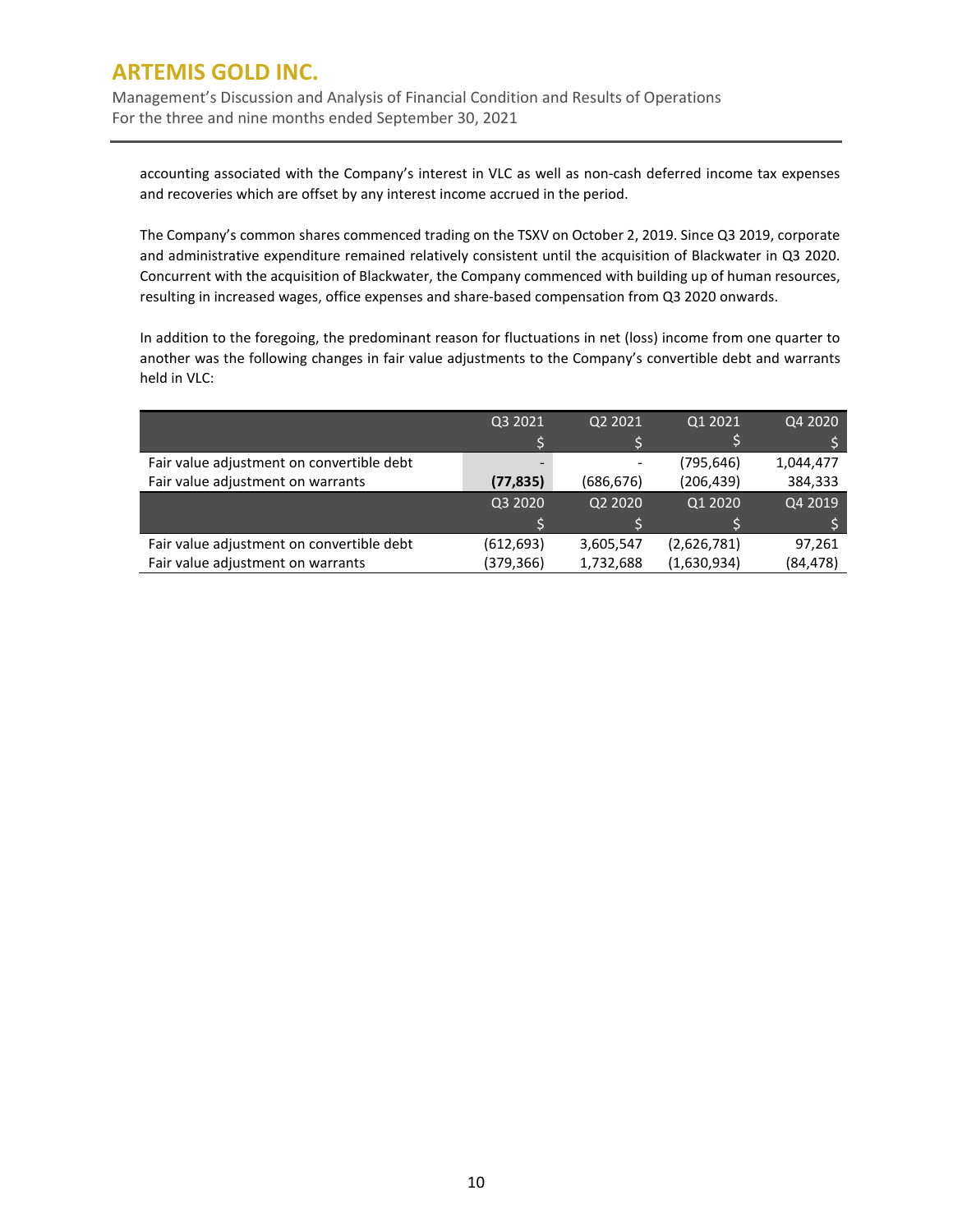accounting associated with the Company's interest in VLC as well as non-cash deferred income tax expenses and recoveries which are offset by any interest income accrued in the period.

The Company's common shares commenced trading on the TSXV on October 2, 2019. Since Q3 2019, corporate and administrative expenditure remained relatively consistent until the acquisition of Blackwater in Q3 2020. Concurrent with the acquisition of Blackwater, the Company commenced with building up of human resources, resulting in increased wages, office expenses and share-based compensation from Q3 2020 onwards.

In addition to the foregoing, the predominant reason for fluctuations in net (loss) income from one quarter to another was the following changes in fair value adjustments to the Company's convertible debt and warrants held in VLC:

| | Q3 2021 | Q2 2021 | Q1 2021 | Q4 2020 |
|---|---|---|---|---|
| | $ | $ | $ | $ |
| Fair value adjustment on convertible debt | - | - | (795,646) | 1,044,477 |
| Fair value adjustment on warrants | **(77,835)** | (686,676) | (206,439) | 384,333 |
| | Q3 2020 | Q2 2020 | Q1 2020 | Q4 2019 |
| | $ | $ | $ | $ |
| Fair value adjustment on convertible debt | (612,693) | 3,605,547 | (2,626,781) | 97,261 |
| Fair value adjustment on warrants | (379,366) | 1,732,688 | (1,630,934) | (84,478) |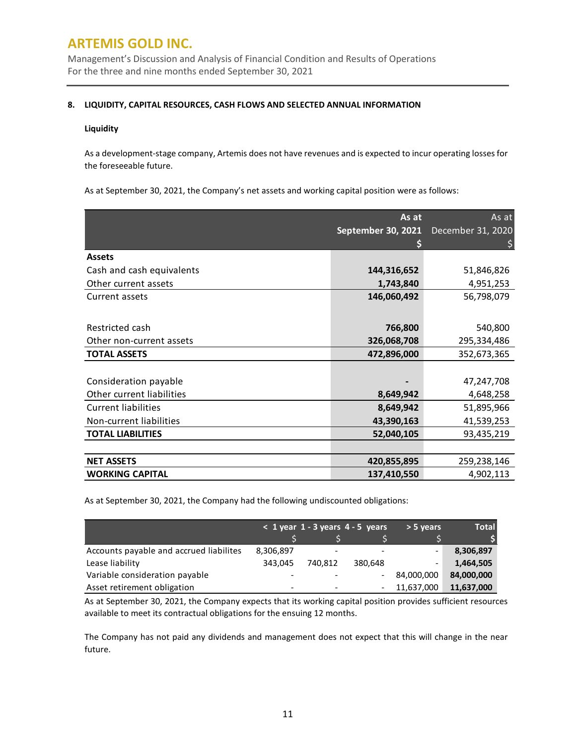## 8. LIQUIDITY, CAPITAL RESOURCES, CASH FLOWS AND SELECTED ANNUAL INFORMATION

### Liquidity

As a development-stage company, Artemis does not have revenues and is expected to incur operating losses for the foreseeable future.

As at September 30, 2021, the Company's net assets and working capital position were as follows:

| | As at September 30, 2021 $ | As at December 31, 2020 $ |
|---|---|---|
| **Assets** | | |
| Cash and cash equivalents | **144,316,652** | 51,846,826 |
| Other current assets | **1,743,840** | 4,951,253 |
| Current assets | **146,060,492** | 56,798,079 |
| | | |
| Restricted cash | **766,800** | 540,800 |
| Other non-current assets | **326,068,708** | 295,334,486 |
| **TOTAL ASSETS** | **472,896,000** | 352,673,365 |
| | | |
| Consideration payable | **-** | 47,247,708 |
| Other current liabilities | **8,649,942** | 4,648,258 |
| Current liabilities | **8,649,942** | 51,895,966 |
| Non-current liabilities | **43,390,163** | 41,539,253 |
| **TOTAL LIABILITIES** | **52,040,105** | 93,435,219 |
| | | |
| **NET ASSETS** | **420,855,895** | 259,238,146 |
| **WORKING CAPITAL** | **137,410,550** | 4,902,113 |

As at September 30, 2021, the Company had the following undiscounted obligations:

| | < 1 year $ | 1 - 3 years $ | 4 - 5 years $ | > 5 years $ | Total $ |
|---|---|---|---|---|---|
| Accounts payable and accrued liabilites | 8,306,897 | - | - | - | **8,306,897** |
| Lease liability | 343,045 | 740,812 | 380,648 | - | **1,464,505** |
| Variable consideration payable | - | - | - | 84,000,000 | **84,000,000** |
| Asset retirement obligation | - | - | - | 11,637,000 | **11,637,000** |

As at September 30, 2021, the Company expects that its working capital position provides sufficient resources available to meet its contractual obligations for the ensuing 12 months.

The Company has not paid any dividends and management does not expect that this will change in the near future.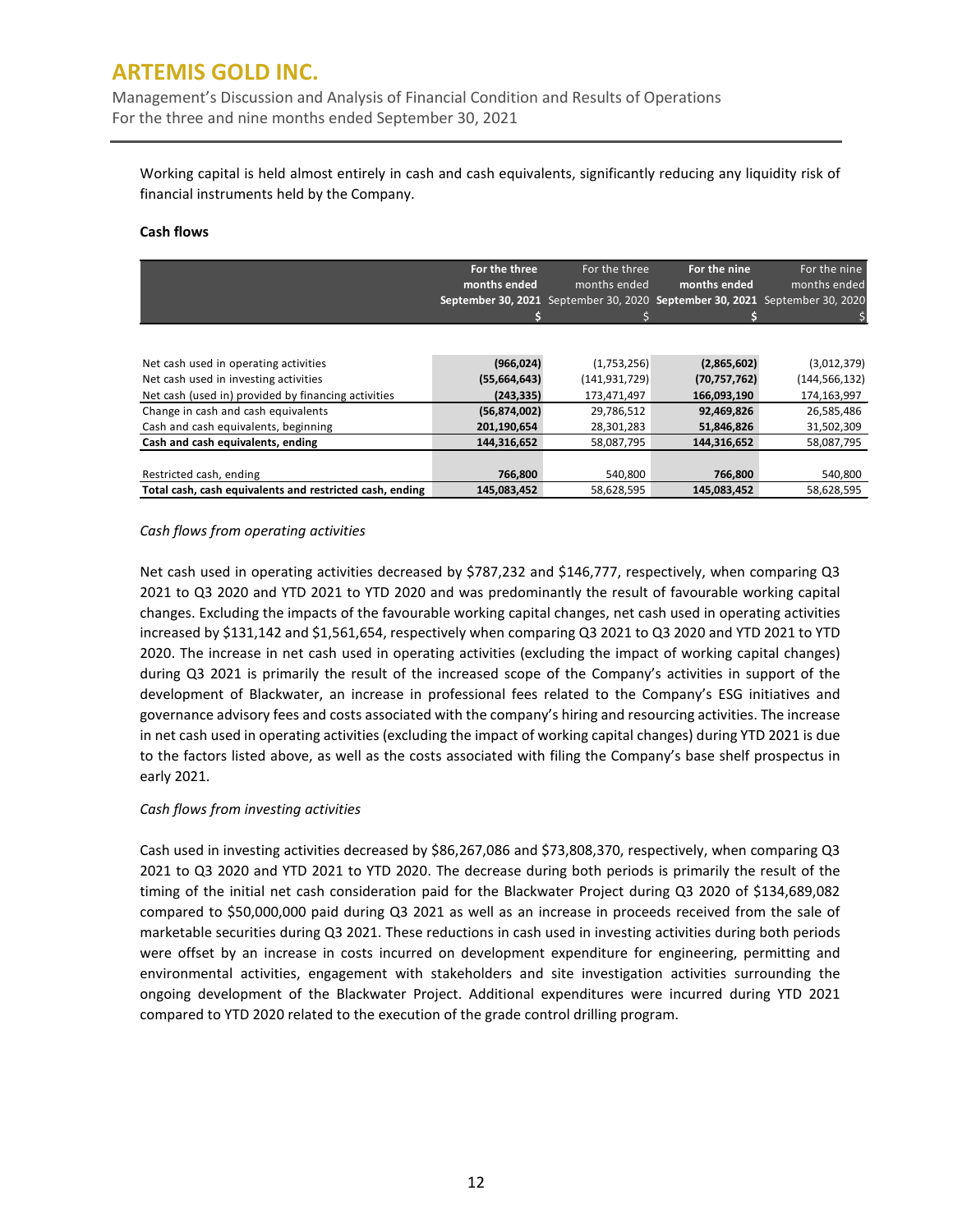Working capital is held almost entirely in cash and cash equivalents, significantly reducing any liquidity risk of financial instruments held by the Company.

**Cash flows**

| | **For the three months ended September 30, 2021** **$** | For the three months ended September 30, 2020 $ | **For the nine months ended September 30, 2021** **$** | For the nine months ended September 30, 2020 $ |
|---|---|---|---|---|
| Net cash used in operating activities | **(966,024)** | (1,753,256) | **(2,865,602)** | (3,012,379) |
| Net cash used in investing activities | **(55,664,643)** | (141,931,729) | **(70,757,762)** | (144,566,132) |
| Net cash (used in) provided by financing activities | **(243,335)** | 173,471,497 | **166,093,190** | 174,163,997 |
| Change in cash and cash equivalents | **(56,874,002)** | 29,786,512 | **92,469,826** | 26,585,486 |
| Cash and cash equivalents, beginning | **201,190,654** | 28,301,283 | **51,846,826** | 31,502,309 |
| **Cash and cash equivalents, ending** | **144,316,652** | 58,087,795 | **144,316,652** | 58,087,795 |
| | | | | |
| Restricted cash, ending | **766,800** | 540,800 | **766,800** | 540,800 |
| **Total cash, cash equivalents and restricted cash, ending** | **145,083,452** | 58,628,595 | **145,083,452** | 58,628,595 |

*Cash flows from operating activities*

Net cash used in operating activities decreased by $787,232 and $146,777, respectively, when comparing Q3 2021 to Q3 2020 and YTD 2021 to YTD 2020 and was predominantly the result of favourable working capital changes. Excluding the impacts of the favourable working capital changes, net cash used in operating activities increased by $131,142 and $1,561,654, respectively when comparing Q3 2021 to Q3 2020 and YTD 2021 to YTD 2020. The increase in net cash used in operating activities (excluding the impact of working capital changes) during Q3 2021 is primarily the result of the increased scope of the Company's activities in support of the development of Blackwater, an increase in professional fees related to the Company's ESG initiatives and governance advisory fees and costs associated with the company's hiring and resourcing activities. The increase in net cash used in operating activities (excluding the impact of working capital changes) during YTD 2021 is due to the factors listed above, as well as the costs associated with filing the Company's base shelf prospectus in early 2021.

*Cash flows from investing activities*

Cash used in investing activities decreased by $86,267,086 and $73,808,370, respectively, when comparing Q3 2021 to Q3 2020 and YTD 2021 to YTD 2020. The decrease during both periods is primarily the result of the timing of the initial net cash consideration paid for the Blackwater Project during Q3 2020 of $134,689,082 compared to $50,000,000 paid during Q3 2021 as well as an increase in proceeds received from the sale of marketable securities during Q3 2021. These reductions in cash used in investing activities during both periods were offset by an increase in costs incurred on development expenditure for engineering, permitting and environmental activities, engagement with stakeholders and site investigation activities surrounding the ongoing development of the Blackwater Project. Additional expenditures were incurred during YTD 2021 compared to YTD 2020 related to the execution of the grade control drilling program.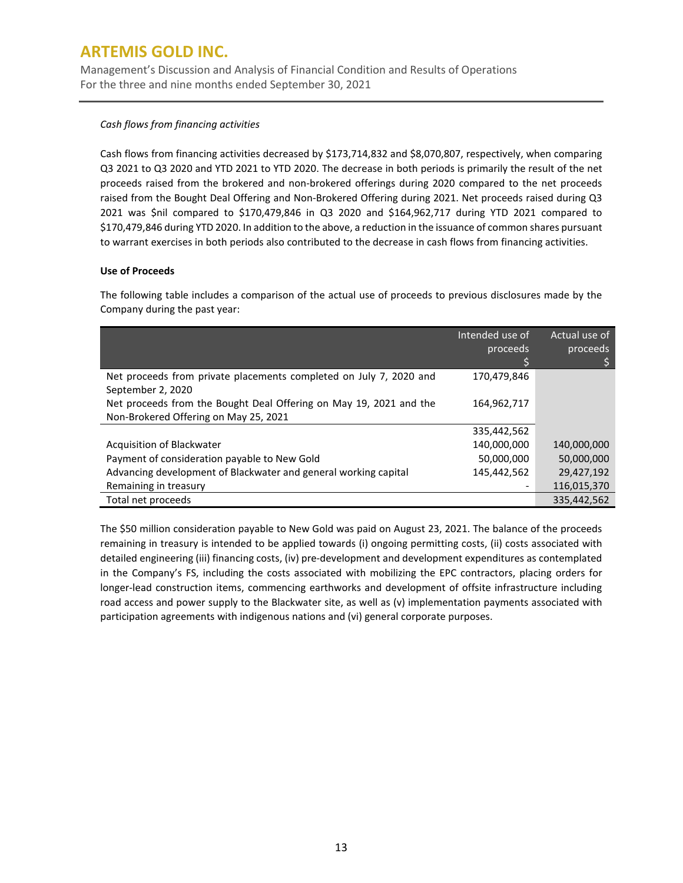*Cash flows from financing activities*

Cash flows from financing activities decreased by $173,714,832 and $8,070,807, respectively, when comparing Q3 2021 to Q3 2020 and YTD 2021 to YTD 2020. The decrease in both periods is primarily the result of the net proceeds raised from the brokered and non-brokered offerings during 2020 compared to the net proceeds raised from the Bought Deal Offering and Non-Brokered Offering during 2021. Net proceeds raised during Q3 2021 was $nil compared to $170,479,846 in Q3 2020 and $164,962,717 during YTD 2021 compared to $170,479,846 during YTD 2020. In addition to the above, a reduction in the issuance of common shares pursuant to warrant exercises in both periods also contributed to the decrease in cash flows from financing activities.

**Use of Proceeds**

The following table includes a comparison of the actual use of proceeds to previous disclosures made by the Company during the past year:

| | Intended use of proceeds $ | Actual use of proceeds $ |
|---|---|---|
| Net proceeds from private placements completed on July 7, 2020 and September 2, 2020 | 170,479,846 | |
| Net proceeds from the Bought Deal Offering on May 19, 2021 and the Non-Brokered Offering on May 25, 2021 | 164,962,717 | |
| | 335,442,562 | |
| Acquisition of Blackwater | 140,000,000 | 140,000,000 |
| Payment of consideration payable to New Gold | 50,000,000 | 50,000,000 |
| Advancing development of Blackwater and general working capital | 145,442,562 | 29,427,192 |
| Remaining in treasury | - | 116,015,370 |
| Total net proceeds | | 335,442,562 |

The $50 million consideration payable to New Gold was paid on August 23, 2021. The balance of the proceeds remaining in treasury is intended to be applied towards (i) ongoing permitting costs, (ii) costs associated with detailed engineering (iii) financing costs, (iv) pre-development and development expenditures as contemplated in the Company's FS, including the costs associated with mobilizing the EPC contractors, placing orders for longer-lead construction items, commencing earthworks and development of offsite infrastructure including road access and power supply to the Blackwater site, as well as (v) implementation payments associated with participation agreements with indigenous nations and (vi) general corporate purposes.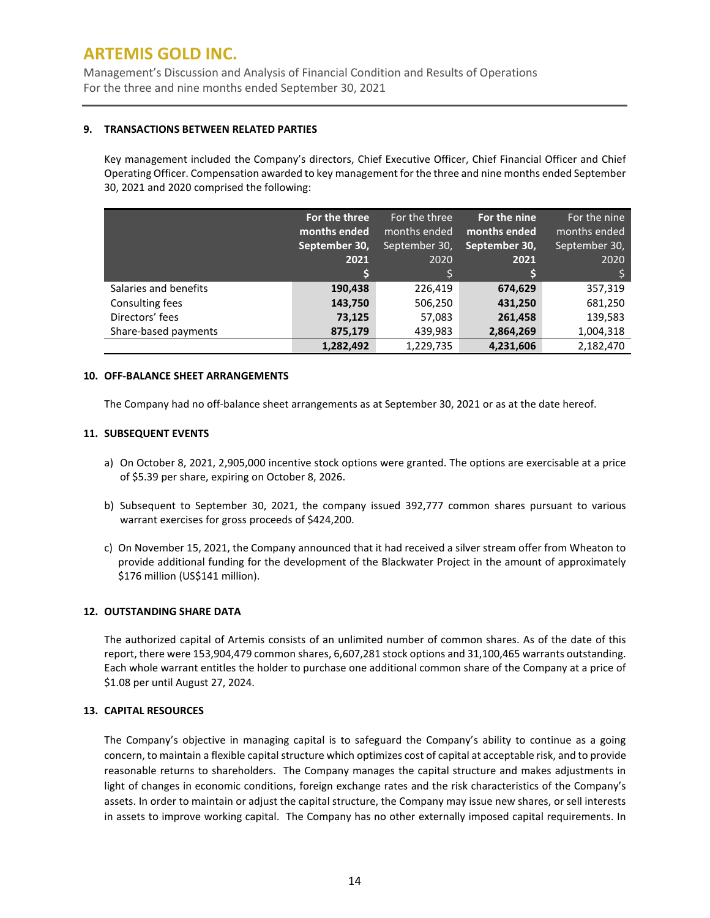## 9. TRANSACTIONS BETWEEN RELATED PARTIES

Key management included the Company's directors, Chief Executive Officer, Chief Financial Officer and Chief Operating Officer. Compensation awarded to key management for the three and nine months ended September 30, 2021 and 2020 comprised the following:

| | For the three months ended September 30, 2021 $ | For the three months ended September 30, 2020 $ | For the nine months ended September 30, 2021 $ | For the nine months ended September 30, 2020 $ |
|---|---|---|---|---|
| Salaries and benefits | **190,438** | 226,419 | **674,629** | 357,319 |
| Consulting fees | **143,750** | 506,250 | **431,250** | 681,250 |
| Directors' fees | **73,125** | 57,083 | **261,458** | 139,583 |
| Share-based payments | **875,179** | 439,983 | **2,864,269** | 1,004,318 |
| | **1,282,492** | 1,229,735 | **4,231,606** | 2,182,470 |

## 10. OFF-BALANCE SHEET ARRANGEMENTS

The Company had no off-balance sheet arrangements as at September 30, 2021 or as at the date hereof.

## 11. SUBSEQUENT EVENTS

a) On October 8, 2021, 2,905,000 incentive stock options were granted. The options are exercisable at a price of $5.39 per share, expiring on October 8, 2026.

b) Subsequent to September 30, 2021, the company issued 392,777 common shares pursuant to various warrant exercises for gross proceeds of $424,200.

c) On November 15, 2021, the Company announced that it had received a silver stream offer from Wheaton to provide additional funding for the development of the Blackwater Project in the amount of approximately $176 million (US$141 million).

## 12. OUTSTANDING SHARE DATA

The authorized capital of Artemis consists of an unlimited number of common shares. As of the date of this report, there were 153,904,479 common shares, 6,607,281 stock options and 31,100,465 warrants outstanding. Each whole warrant entitles the holder to purchase one additional common share of the Company at a price of $1.08 per until August 27, 2024.

## 13. CAPITAL RESOURCES

The Company's objective in managing capital is to safeguard the Company's ability to continue as a going concern, to maintain a flexible capital structure which optimizes cost of capital at acceptable risk, and to provide reasonable returns to shareholders. The Company manages the capital structure and makes adjustments in light of changes in economic conditions, foreign exchange rates and the risk characteristics of the Company's assets. In order to maintain or adjust the capital structure, the Company may issue new shares, or sell interests in assets to improve working capital. The Company has no other externally imposed capital requirements. In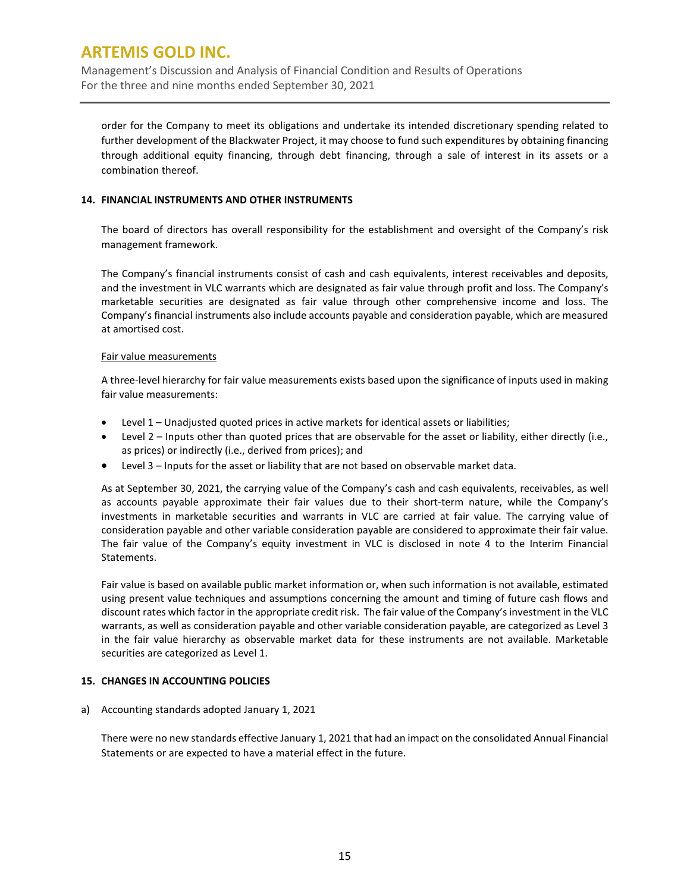order for the Company to meet its obligations and undertake its intended discretionary spending related to further development of the Blackwater Project, it may choose to fund such expenditures by obtaining financing through additional equity financing, through debt financing, through a sale of interest in its assets or a combination thereof.

## 14. FINANCIAL INSTRUMENTS AND OTHER INSTRUMENTS

The board of directors has overall responsibility for the establishment and oversight of the Company's risk management framework.

The Company's financial instruments consist of cash and cash equivalents, interest receivables and deposits, and the investment in VLC warrants which are designated as fair value through profit and loss. The Company's marketable securities are designated as fair value through other comprehensive income and loss. The Company's financial instruments also include accounts payable and consideration payable, which are measured at amortised cost.

Fair value measurements

A three-level hierarchy for fair value measurements exists based upon the significance of inputs used in making fair value measurements:

- Level 1 – Unadjusted quoted prices in active markets for identical assets or liabilities;
- Level 2 – Inputs other than quoted prices that are observable for the asset or liability, either directly (i.e., as prices) or indirectly (i.e., derived from prices); and
- Level 3 – Inputs for the asset or liability that are not based on observable market data.

As at September 30, 2021, the carrying value of the Company's cash and cash equivalents, receivables, as well as accounts payable approximate their fair values due to their short-term nature, while the Company's investments in marketable securities and warrants in VLC are carried at fair value. The carrying value of consideration payable and other variable consideration payable are considered to approximate their fair value. The fair value of the Company's equity investment in VLC is disclosed in note 4 to the Interim Financial Statements.

Fair value is based on available public market information or, when such information is not available, estimated using present value techniques and assumptions concerning the amount and timing of future cash flows and discount rates which factor in the appropriate credit risk. The fair value of the Company's investment in the VLC warrants, as well as consideration payable and other variable consideration payable, are categorized as Level 3 in the fair value hierarchy as observable market data for these instruments are not available. Marketable securities are categorized as Level 1.

## 15. CHANGES IN ACCOUNTING POLICIES

a) Accounting standards adopted January 1, 2021

There were no new standards effective January 1, 2021 that had an impact on the consolidated Annual Financial Statements or are expected to have a material effect in the future.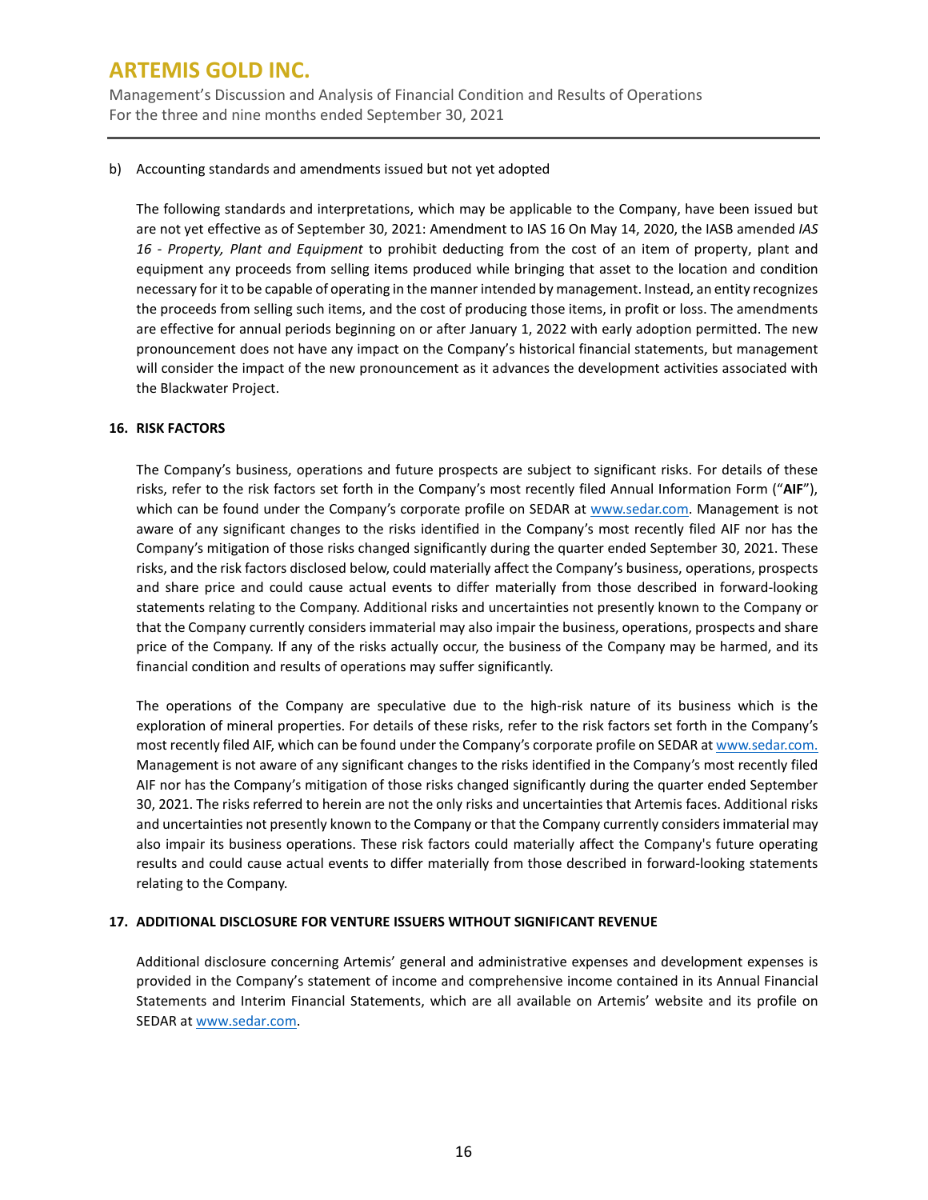b) Accounting standards and amendments issued but not yet adopted

The following standards and interpretations, which may be applicable to the Company, have been issued but are not yet effective as of September 30, 2021: Amendment to IAS 16 On May 14, 2020, the IASB amended *IAS 16 - Property, Plant and Equipment* to prohibit deducting from the cost of an item of property, plant and equipment any proceeds from selling items produced while bringing that asset to the location and condition necessary for it to be capable of operating in the manner intended by management. Instead, an entity recognizes the proceeds from selling such items, and the cost of producing those items, in profit or loss. The amendments are effective for annual periods beginning on or after January 1, 2022 with early adoption permitted. The new pronouncement does not have any impact on the Company's historical financial statements, but management will consider the impact of the new pronouncement as it advances the development activities associated with the Blackwater Project.

## 16. RISK FACTORS

The Company's business, operations and future prospects are subject to significant risks. For details of these risks, refer to the risk factors set forth in the Company's most recently filed Annual Information Form ("**AIF**"), which can be found under the Company's corporate profile on SEDAR at www.sedar.com. Management is not aware of any significant changes to the risks identified in the Company's most recently filed AIF nor has the Company's mitigation of those risks changed significantly during the quarter ended September 30, 2021. These risks, and the risk factors disclosed below, could materially affect the Company's business, operations, prospects and share price and could cause actual events to differ materially from those described in forward-looking statements relating to the Company. Additional risks and uncertainties not presently known to the Company or that the Company currently considers immaterial may also impair the business, operations, prospects and share price of the Company. If any of the risks actually occur, the business of the Company may be harmed, and its financial condition and results of operations may suffer significantly.

The operations of the Company are speculative due to the high-risk nature of its business which is the exploration of mineral properties. For details of these risks, refer to the risk factors set forth in the Company's most recently filed AIF, which can be found under the Company's corporate profile on SEDAR at www.sedar.com. Management is not aware of any significant changes to the risks identified in the Company's most recently filed AIF nor has the Company's mitigation of those risks changed significantly during the quarter ended September 30, 2021. The risks referred to herein are not the only risks and uncertainties that Artemis faces. Additional risks and uncertainties not presently known to the Company or that the Company currently considers immaterial may also impair its business operations. These risk factors could materially affect the Company's future operating results and could cause actual events to differ materially from those described in forward-looking statements relating to the Company.

## 17. ADDITIONAL DISCLOSURE FOR VENTURE ISSUERS WITHOUT SIGNIFICANT REVENUE

Additional disclosure concerning Artemis' general and administrative expenses and development expenses is provided in the Company's statement of income and comprehensive income contained in its Annual Financial Statements and Interim Financial Statements, which are all available on Artemis' website and its profile on SEDAR at www.sedar.com.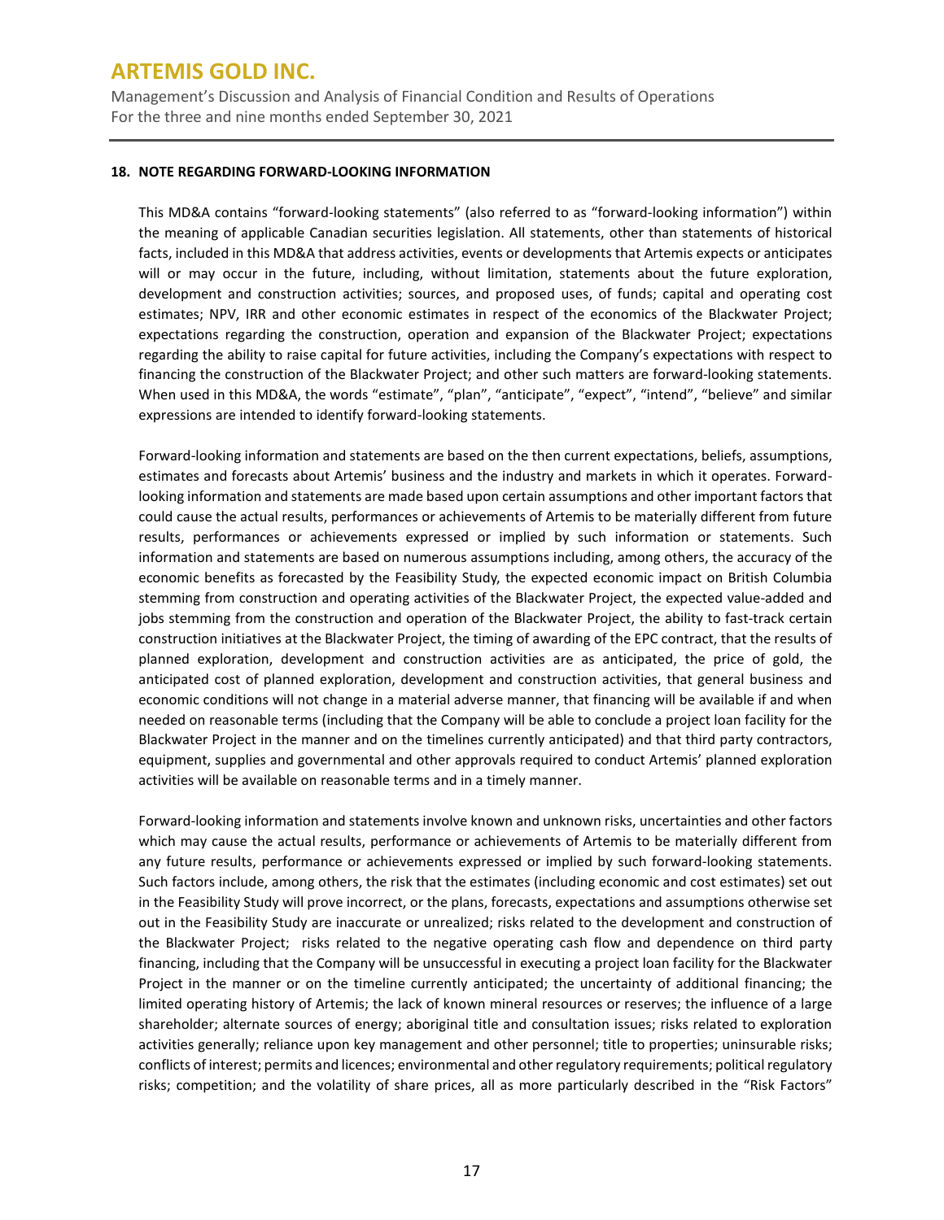## 18. NOTE REGARDING FORWARD-LOOKING INFORMATION

This MD&A contains "forward-looking statements" (also referred to as "forward-looking information") within the meaning of applicable Canadian securities legislation. All statements, other than statements of historical facts, included in this MD&A that address activities, events or developments that Artemis expects or anticipates will or may occur in the future, including, without limitation, statements about the future exploration, development and construction activities; sources, and proposed uses, of funds; capital and operating cost estimates; NPV, IRR and other economic estimates in respect of the economics of the Blackwater Project; expectations regarding the construction, operation and expansion of the Blackwater Project; expectations regarding the ability to raise capital for future activities, including the Company's expectations with respect to financing the construction of the Blackwater Project; and other such matters are forward-looking statements. When used in this MD&A, the words "estimate", "plan", "anticipate", "expect", "intend", "believe" and similar expressions are intended to identify forward-looking statements.

Forward-looking information and statements are based on the then current expectations, beliefs, assumptions, estimates and forecasts about Artemis' business and the industry and markets in which it operates. Forward-looking information and statements are made based upon certain assumptions and other important factors that could cause the actual results, performances or achievements of Artemis to be materially different from future results, performances or achievements expressed or implied by such information or statements. Such information and statements are based on numerous assumptions including, among others, the accuracy of the economic benefits as forecasted by the Feasibility Study, the expected economic impact on British Columbia stemming from construction and operating activities of the Blackwater Project, the expected value-added and jobs stemming from the construction and operation of the Blackwater Project, the ability to fast-track certain construction initiatives at the Blackwater Project, the timing of awarding of the EPC contract, that the results of planned exploration, development and construction activities are as anticipated, the price of gold, the anticipated cost of planned exploration, development and construction activities, that general business and economic conditions will not change in a material adverse manner, that financing will be available if and when needed on reasonable terms (including that the Company will be able to conclude a project loan facility for the Blackwater Project in the manner and on the timelines currently anticipated) and that third party contractors, equipment, supplies and governmental and other approvals required to conduct Artemis' planned exploration activities will be available on reasonable terms and in a timely manner.

Forward-looking information and statements involve known and unknown risks, uncertainties and other factors which may cause the actual results, performance or achievements of Artemis to be materially different from any future results, performance or achievements expressed or implied by such forward-looking statements. Such factors include, among others, the risk that the estimates (including economic and cost estimates) set out in the Feasibility Study will prove incorrect, or the plans, forecasts, expectations and assumptions otherwise set out in the Feasibility Study are inaccurate or unrealized; risks related to the development and construction of the Blackwater Project; risks related to the negative operating cash flow and dependence on third party financing, including that the Company will be unsuccessful in executing a project loan facility for the Blackwater Project in the manner or on the timeline currently anticipated; the uncertainty of additional financing; the limited operating history of Artemis; the lack of known mineral resources or reserves; the influence of a large shareholder; alternate sources of energy; aboriginal title and consultation issues; risks related to exploration activities generally; reliance upon key management and other personnel; title to properties; uninsurable risks; conflicts of interest; permits and licences; environmental and other regulatory requirements; political regulatory risks; competition; and the volatility of share prices, all as more particularly described in the "Risk Factors"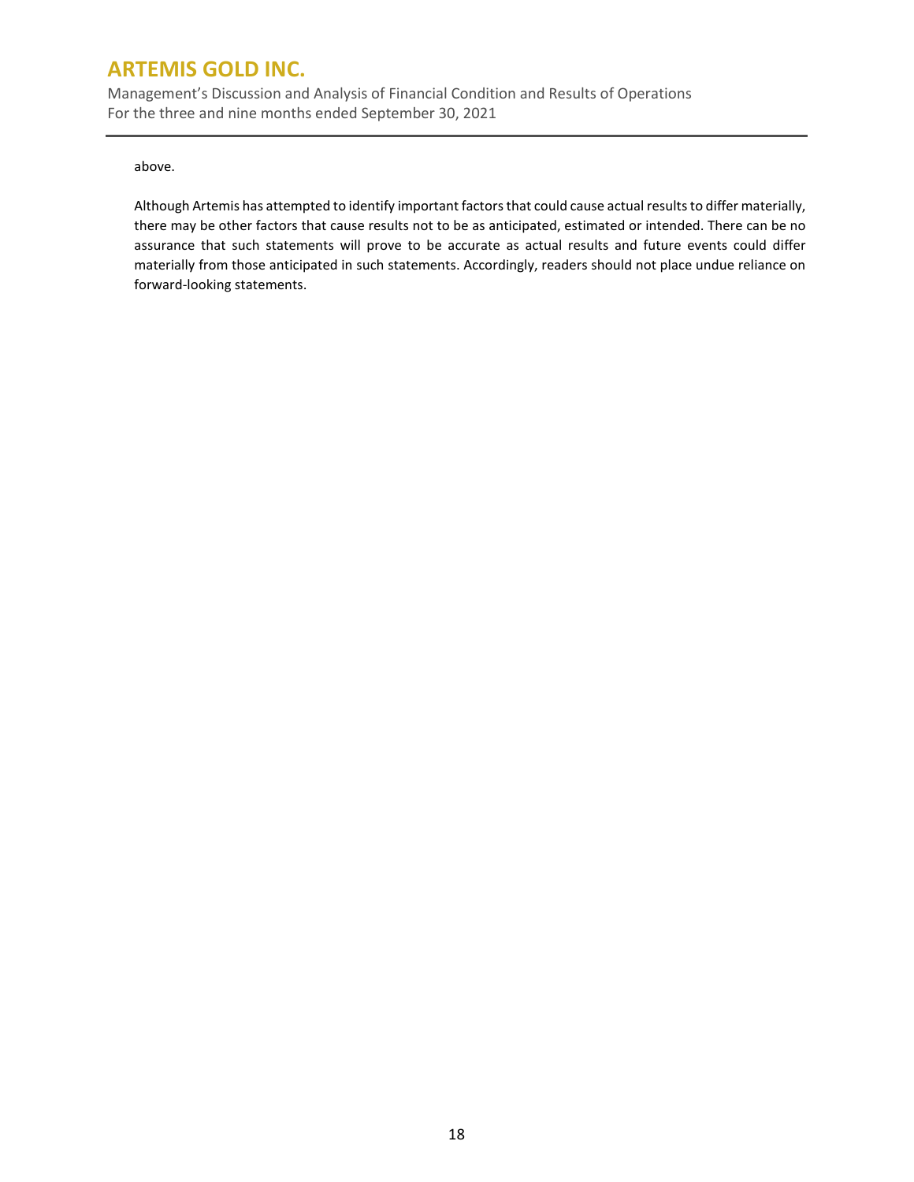above.

Although Artemis has attempted to identify important factors that could cause actual results to differ materially, there may be other factors that cause results not to be as anticipated, estimated or intended. There can be no assurance that such statements will prove to be accurate as actual results and future events could differ materially from those anticipated in such statements. Accordingly, readers should not place undue reliance on forward-looking statements.